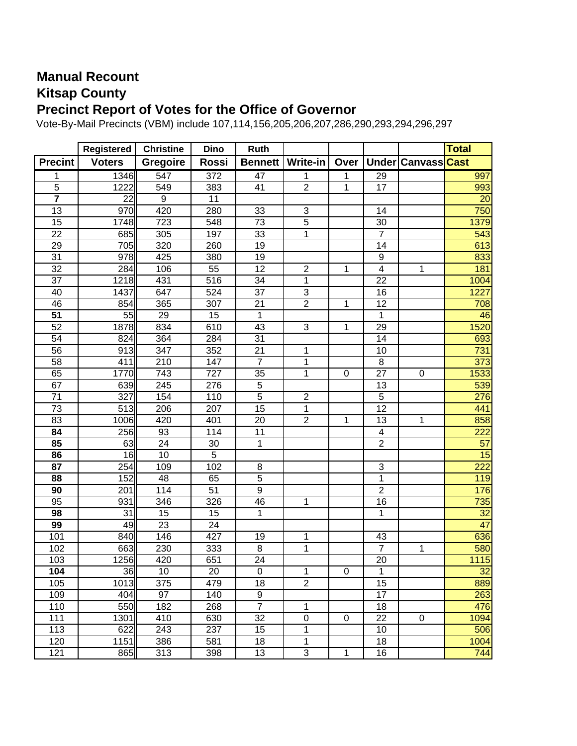# Manual Recount
# Kitsap County
# Precinct Report of Votes for the Office of Governor

Vote-By-Mail Precincts (VBM) include 107,114,156,205,206,207,286,290,293,294,296,297

| Precint | Registered Voters | Christine Gregoire | Dino Rossi | Ruth Bennett | Write-in | Over | Under | Canvass | Total Cast |
|---|---|---|---|---|---|---|---|---|---|
| 1 | 1346 | 547 | 372 | 47 | 1 | 1 | 29 | | 997 |
| 5 | 1222 | 549 | 383 | 41 | 2 | 1 | 17 | | 993 |
| **7** | 22 | 9 | 11 | | | | | | 20 |
| 13 | 970 | 420 | 280 | 33 | 3 | | 14 | | 750 |
| 15 | 1748 | 723 | 548 | 73 | 5 | | 30 | | 1379 |
| 22 | 685 | 305 | 197 | 33 | 1 | | 7 | | 543 |
| 29 | 705 | 320 | 260 | 19 | | | 14 | | 613 |
| 31 | 978 | 425 | 380 | 19 | | | 9 | | 833 |
| 32 | 284 | 106 | 55 | 12 | 2 | 1 | 4 | 1 | 181 |
| 37 | 1218 | 431 | 516 | 34 | 1 | | 22 | | 1004 |
| 40 | 1437 | 647 | 524 | 37 | 3 | | 16 | | 1227 |
| 46 | 854 | 365 | 307 | 21 | 2 | 1 | 12 | | 708 |
| **51** | 55 | 29 | 15 | 1 | | | 1 | | 46 |
| 52 | 1878 | 834 | 610 | 43 | 3 | 1 | 29 | | 1520 |
| 54 | 824 | 364 | 284 | 31 | | | 14 | | 693 |
| 56 | 913 | 347 | 352 | 21 | 1 | | 10 | | 731 |
| 58 | 411 | 210 | 147 | 7 | 1 | | 8 | | 373 |
| 65 | 1770 | 743 | 727 | 35 | 1 | 0 | 27 | 0 | 1533 |
| 67 | 639 | 245 | 276 | 5 | | | 13 | | 539 |
| 71 | 327 | 154 | 110 | 5 | 2 | | 5 | | 276 |
| 73 | 513 | 206 | 207 | 15 | 1 | | 12 | | 441 |
| 83 | 1006 | 420 | 401 | 20 | 2 | 1 | 13 | 1 | 858 |
| **84** | 256 | 93 | 114 | 11 | | | 4 | | 222 |
| **85** | 63 | 24 | 30 | 1 | | | 2 | | 57 |
| **86** | 16 | 10 | 5 | | | | | | 15 |
| **87** | 254 | 109 | 102 | 8 | | | 3 | | 222 |
| **88** | 152 | 48 | 65 | 5 | | | 1 | | 119 |
| **90** | 201 | 114 | 51 | 9 | | | 2 | | 176 |
| 95 | 931 | 346 | 326 | 46 | 1 | | 16 | | 735 |
| **98** | 31 | 15 | 15 | 1 | | | 1 | | 32 |
| **99** | 49 | 23 | 24 | | | | | | 47 |
| 101 | 840 | 146 | 427 | 19 | 1 | | 43 | | 636 |
| 102 | 663 | 230 | 333 | 8 | 1 | | 7 | 1 | 580 |
| 103 | 1256 | 420 | 651 | 24 | | | 20 | | 1115 |
| **104** | 36 | 10 | 20 | 0 | 1 | 0 | 1 | | 32 |
| 105 | 1013 | 375 | 479 | 18 | 2 | | 15 | | 889 |
| 109 | 404 | 97 | 140 | 9 | | | 17 | | 263 |
| 110 | 550 | 182 | 268 | 7 | 1 | | 18 | | 476 |
| 111 | 1301 | 410 | 630 | 32 | 0 | 0 | 22 | 0 | 1094 |
| 113 | 622 | 243 | 237 | 15 | 1 | | 10 | | 506 |
| 120 | 1151 | 386 | 581 | 18 | 1 | | 18 | | 1004 |
| 121 | 865 | 313 | 398 | 13 | 3 | 1 | 16 | | 744 |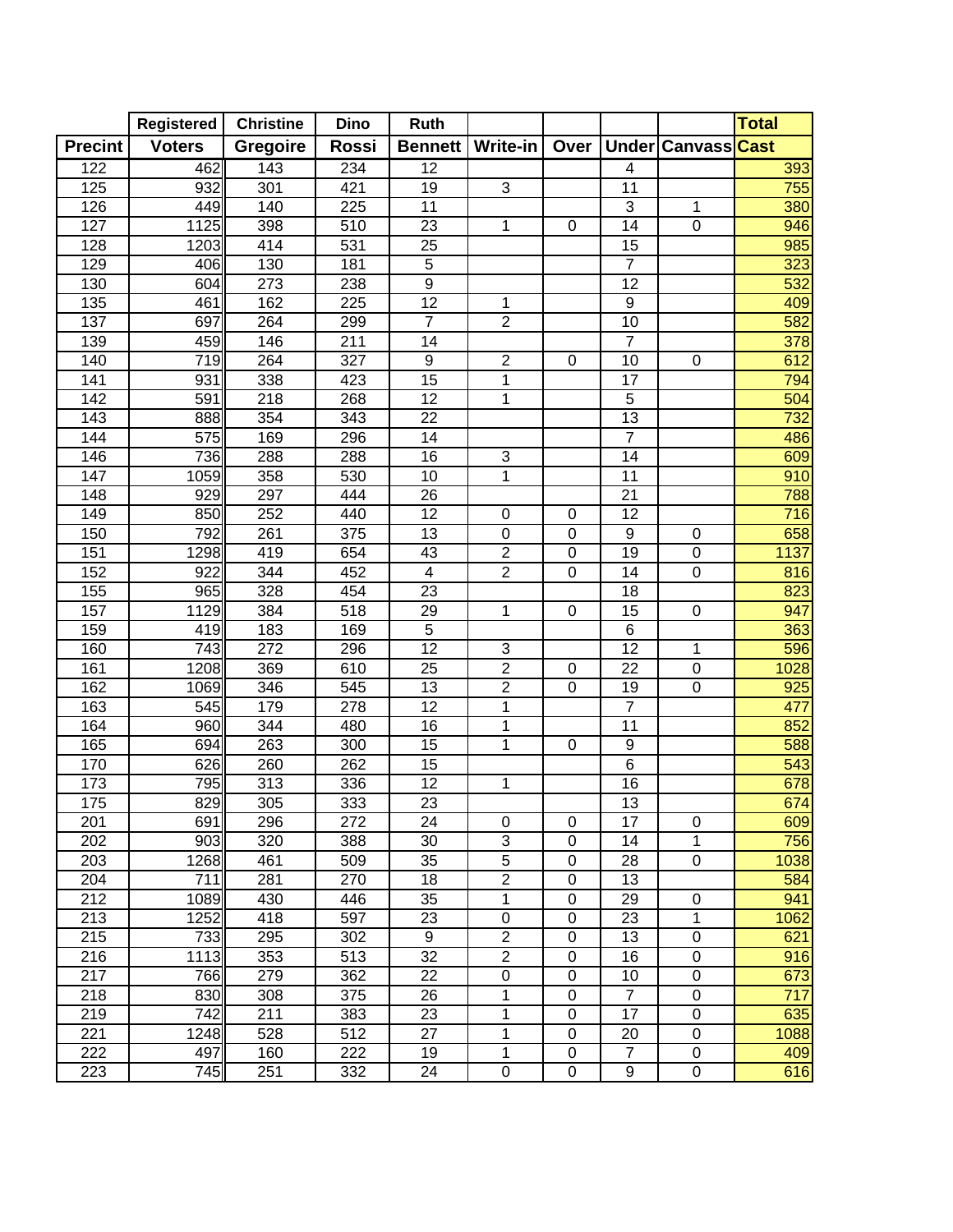| Precint | Registered Voters | Christine Gregoire | Dino Rossi | Ruth Bennett | Write-in | Over | Under | Canvass | Total Cast |
|---|---|---|---|---|---|---|---|---|---|
| 122 | 462 | 143 | 234 | 12 | | | 4 | | 393 |
| 125 | 932 | 301 | 421 | 19 | 3 | | 11 | | 755 |
| 126 | 449 | 140 | 225 | 11 | | | 3 | 1 | 380 |
| 127 | 1125 | 398 | 510 | 23 | 1 | 0 | 14 | 0 | 946 |
| 128 | 1203 | 414 | 531 | 25 | | | 15 | | 985 |
| 129 | 406 | 130 | 181 | 5 | | | 7 | | 323 |
| 130 | 604 | 273 | 238 | 9 | | | 12 | | 532 |
| 135 | 461 | 162 | 225 | 12 | 1 | | 9 | | 409 |
| 137 | 697 | 264 | 299 | 7 | 2 | | 10 | | 582 |
| 139 | 459 | 146 | 211 | 14 | | | 7 | | 378 |
| 140 | 719 | 264 | 327 | 9 | 2 | 0 | 10 | 0 | 612 |
| 141 | 931 | 338 | 423 | 15 | 1 | | 17 | | 794 |
| 142 | 591 | 218 | 268 | 12 | 1 | | 5 | | 504 |
| 143 | 888 | 354 | 343 | 22 | | | 13 | | 732 |
| 144 | 575 | 169 | 296 | 14 | | | 7 | | 486 |
| 146 | 736 | 288 | 288 | 16 | 3 | | 14 | | 609 |
| 147 | 1059 | 358 | 530 | 10 | 1 | | 11 | | 910 |
| 148 | 929 | 297 | 444 | 26 | | | 21 | | 788 |
| 149 | 850 | 252 | 440 | 12 | 0 | 0 | 12 | | 716 |
| 150 | 792 | 261 | 375 | 13 | 0 | 0 | 9 | 0 | 658 |
| 151 | 1298 | 419 | 654 | 43 | 2 | 0 | 19 | 0 | 1137 |
| 152 | 922 | 344 | 452 | 4 | 2 | 0 | 14 | 0 | 816 |
| 155 | 965 | 328 | 454 | 23 | | | 18 | | 823 |
| 157 | 1129 | 384 | 518 | 29 | 1 | 0 | 15 | 0 | 947 |
| 159 | 419 | 183 | 169 | 5 | | | 6 | | 363 |
| 160 | 743 | 272 | 296 | 12 | 3 | | 12 | 1 | 596 |
| 161 | 1208 | 369 | 610 | 25 | 2 | 0 | 22 | 0 | 1028 |
| 162 | 1069 | 346 | 545 | 13 | 2 | 0 | 19 | 0 | 925 |
| 163 | 545 | 179 | 278 | 12 | 1 | | 7 | | 477 |
| 164 | 960 | 344 | 480 | 16 | 1 | | 11 | | 852 |
| 165 | 694 | 263 | 300 | 15 | 1 | 0 | 9 | | 588 |
| 170 | 626 | 260 | 262 | 15 | | | 6 | | 543 |
| 173 | 795 | 313 | 336 | 12 | 1 | | 16 | | 678 |
| 175 | 829 | 305 | 333 | 23 | | | 13 | | 674 |
| 201 | 691 | 296 | 272 | 24 | 0 | 0 | 17 | 0 | 609 |
| 202 | 903 | 320 | 388 | 30 | 3 | 0 | 14 | 1 | 756 |
| 203 | 1268 | 461 | 509 | 35 | 5 | 0 | 28 | 0 | 1038 |
| 204 | 711 | 281 | 270 | 18 | 2 | 0 | 13 | | 584 |
| 212 | 1089 | 430 | 446 | 35 | 1 | 0 | 29 | 0 | 941 |
| 213 | 1252 | 418 | 597 | 23 | 0 | 0 | 23 | 1 | 1062 |
| 215 | 733 | 295 | 302 | 9 | 2 | 0 | 13 | 0 | 621 |
| 216 | 1113 | 353 | 513 | 32 | 2 | 0 | 16 | 0 | 916 |
| 217 | 766 | 279 | 362 | 22 | 0 | 0 | 10 | 0 | 673 |
| 218 | 830 | 308 | 375 | 26 | 1 | 0 | 7 | 0 | 717 |
| 219 | 742 | 211 | 383 | 23 | 1 | 0 | 17 | 0 | 635 |
| 221 | 1248 | 528 | 512 | 27 | 1 | 0 | 20 | 0 | 1088 |
| 222 | 497 | 160 | 222 | 19 | 1 | 0 | 7 | 0 | 409 |
| 223 | 745 | 251 | 332 | 24 | 0 | 0 | 9 | 0 | 616 |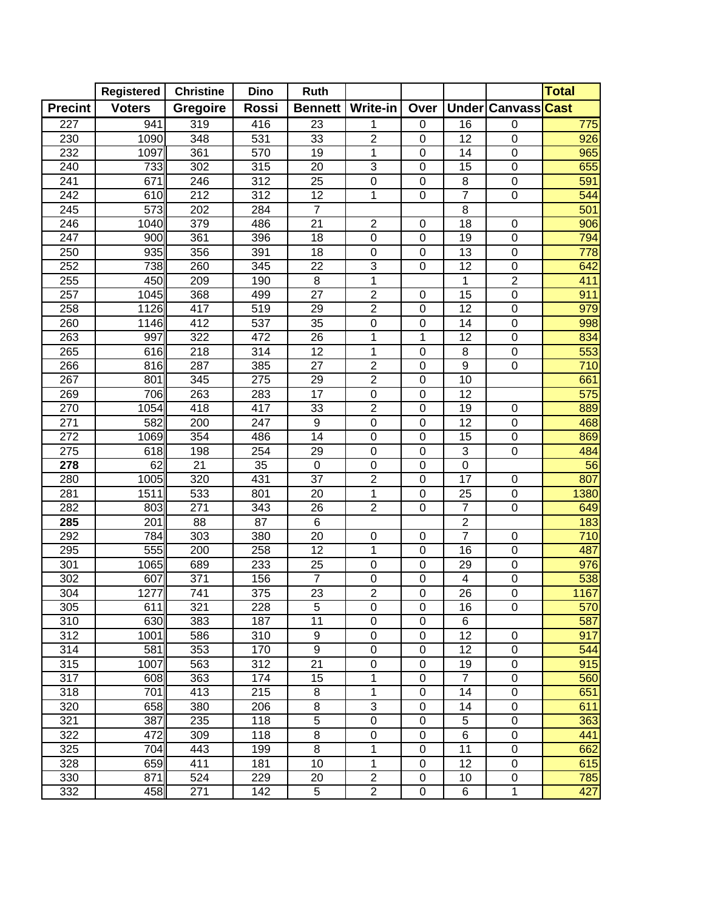| Precint | Registered Voters | Christine Gregoire | Dino Rossi | Ruth Bennett | Write-in | Over | Under | Canvass | Total Cast |
|---|---|---|---|---|---|---|---|---|---|
| 227 | 941 | 319 | 416 | 23 | 1 | 0 | 16 | 0 | 775 |
| 230 | 1090 | 348 | 531 | 33 | 2 | 0 | 12 | 0 | 926 |
| 232 | 1097 | 361 | 570 | 19 | 1 | 0 | 14 | 0 | 965 |
| 240 | 733 | 302 | 315 | 20 | 3 | 0 | 15 | 0 | 655 |
| 241 | 671 | 246 | 312 | 25 | 0 | 0 | 8 | 0 | 591 |
| 242 | 610 | 212 | 312 | 12 | 1 | 0 | 7 | 0 | 544 |
| 245 | 573 | 202 | 284 | 7 | | | 8 | | 501 |
| 246 | 1040 | 379 | 486 | 21 | 2 | 0 | 18 | 0 | 906 |
| 247 | 900 | 361 | 396 | 18 | 0 | 0 | 19 | 0 | 794 |
| 250 | 935 | 356 | 391 | 18 | 0 | 0 | 13 | 0 | 778 |
| 252 | 738 | 260 | 345 | 22 | 3 | 0 | 12 | 0 | 642 |
| 255 | 450 | 209 | 190 | 8 | 1 | | 1 | 2 | 411 |
| 257 | 1045 | 368 | 499 | 27 | 2 | 0 | 15 | 0 | 911 |
| 258 | 1126 | 417 | 519 | 29 | 2 | 0 | 12 | 0 | 979 |
| 260 | 1146 | 412 | 537 | 35 | 0 | 0 | 14 | 0 | 998 |
| 263 | 997 | 322 | 472 | 26 | 1 | 1 | 12 | 0 | 834 |
| 265 | 616 | 218 | 314 | 12 | 1 | 0 | 8 | 0 | 553 |
| 266 | 816 | 287 | 385 | 27 | 2 | 0 | 9 | 0 | 710 |
| 267 | 801 | 345 | 275 | 29 | 2 | 0 | 10 | | 661 |
| 269 | 706 | 263 | 283 | 17 | 0 | 0 | 12 | | 575 |
| 270 | 1054 | 418 | 417 | 33 | 2 | 0 | 19 | 0 | 889 |
| 271 | 582 | 200 | 247 | 9 | 0 | 0 | 12 | 0 | 468 |
| 272 | 1069 | 354 | 486 | 14 | 0 | 0 | 15 | 0 | 869 |
| 275 | 618 | 198 | 254 | 29 | 0 | 0 | 3 | 0 | 484 |
| **278** | 62 | 21 | 35 | 0 | 0 | 0 | 0 | | 56 |
| 280 | 1005 | 320 | 431 | 37 | 2 | 0 | 17 | 0 | 807 |
| 281 | 1511 | 533 | 801 | 20 | 1 | 0 | 25 | 0 | 1380 |
| 282 | 803 | 271 | 343 | 26 | 2 | 0 | 7 | 0 | 649 |
| **285** | 201 | 88 | 87 | 6 | | | 2 | | 183 |
| 292 | 784 | 303 | 380 | 20 | 0 | 0 | 7 | 0 | 710 |
| 295 | 555 | 200 | 258 | 12 | 1 | 0 | 16 | 0 | 487 |
| 301 | 1065 | 689 | 233 | 25 | 0 | 0 | 29 | 0 | 976 |
| 302 | 607 | 371 | 156 | 7 | 0 | 0 | 4 | 0 | 538 |
| 304 | 1277 | 741 | 375 | 23 | 2 | 0 | 26 | 0 | 1167 |
| 305 | 611 | 321 | 228 | 5 | 0 | 0 | 16 | 0 | 570 |
| 310 | 630 | 383 | 187 | 11 | 0 | 0 | 6 | | 587 |
| 312 | 1001 | 586 | 310 | 9 | 0 | 0 | 12 | 0 | 917 |
| 314 | 581 | 353 | 170 | 9 | 0 | 0 | 12 | 0 | 544 |
| 315 | 1007 | 563 | 312 | 21 | 0 | 0 | 19 | 0 | 915 |
| 317 | 608 | 363 | 174 | 15 | 1 | 0 | 7 | 0 | 560 |
| 318 | 701 | 413 | 215 | 8 | 1 | 0 | 14 | 0 | 651 |
| 320 | 658 | 380 | 206 | 8 | 3 | 0 | 14 | 0 | 611 |
| 321 | 387 | 235 | 118 | 5 | 0 | 0 | 5 | 0 | 363 |
| 322 | 472 | 309 | 118 | 8 | 0 | 0 | 6 | 0 | 441 |
| 325 | 704 | 443 | 199 | 8 | 1 | 0 | 11 | 0 | 662 |
| 328 | 659 | 411 | 181 | 10 | 1 | 0 | 12 | 0 | 615 |
| 330 | 871 | 524 | 229 | 20 | 2 | 0 | 10 | 0 | 785 |
| 332 | 458 | 271 | 142 | 5 | 2 | 0 | 6 | 1 | 427 |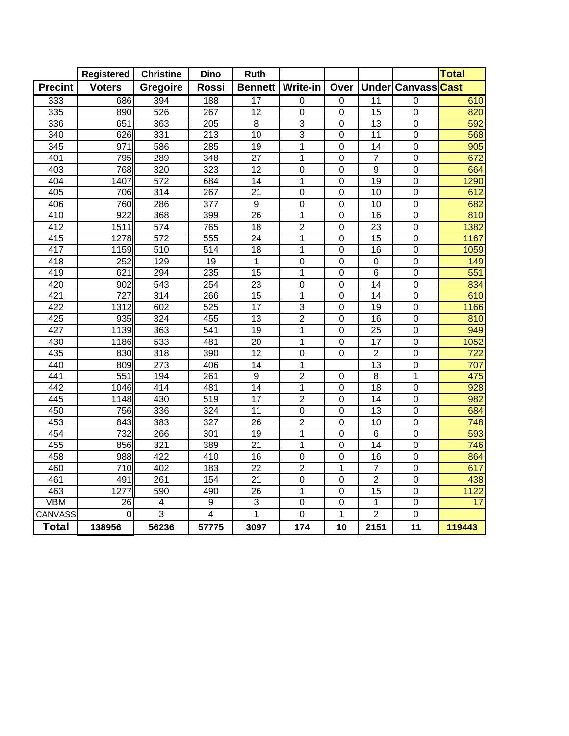| | Registered | Christine | Dino | Ruth | | | | | Total |
|---|---|---|---|---|---|---|---|---|---|
| Precint | Voters | Gregoire | Rossi | Bennett | Write-in | Over | Under | Canvass | Cast |
| 333 | 686 | 394 | 188 | 17 | 0 | 0 | 11 | 0 | 610 |
| 335 | 890 | 526 | 267 | 12 | 0 | 0 | 15 | 0 | 820 |
| 336 | 651 | 363 | 205 | 8 | 3 | 0 | 13 | 0 | 592 |
| 340 | 626 | 331 | 213 | 10 | 3 | 0 | 11 | 0 | 568 |
| 345 | 971 | 586 | 285 | 19 | 1 | 0 | 14 | 0 | 905 |
| 401 | 795 | 289 | 348 | 27 | 1 | 0 | 7 | 0 | 672 |
| 403 | 768 | 320 | 323 | 12 | 0 | 0 | 9 | 0 | 664 |
| 404 | 1407 | 572 | 684 | 14 | 1 | 0 | 19 | 0 | 1290 |
| 405 | 706 | 314 | 267 | 21 | 0 | 0 | 10 | 0 | 612 |
| 406 | 760 | 286 | 377 | 9 | 0 | 0 | 10 | 0 | 682 |
| 410 | 922 | 368 | 399 | 26 | 1 | 0 | 16 | 0 | 810 |
| 412 | 1511 | 574 | 765 | 18 | 2 | 0 | 23 | 0 | 1382 |
| 415 | 1278 | 572 | 555 | 24 | 1 | 0 | 15 | 0 | 1167 |
| 417 | 1159 | 510 | 514 | 18 | 1 | 0 | 16 | 0 | 1059 |
| 418 | 252 | 129 | 19 | 1 | 0 | 0 | 0 | 0 | 149 |
| 419 | 621 | 294 | 235 | 15 | 1 | 0 | 6 | 0 | 551 |
| 420 | 902 | 543 | 254 | 23 | 0 | 0 | 14 | 0 | 834 |
| 421 | 727 | 314 | 266 | 15 | 1 | 0 | 14 | 0 | 610 |
| 422 | 1312 | 602 | 525 | 17 | 3 | 0 | 19 | 0 | 1166 |
| 425 | 935 | 324 | 455 | 13 | 2 | 0 | 16 | 0 | 810 |
| 427 | 1139 | 363 | 541 | 19 | 1 | 0 | 25 | 0 | 949 |
| 430 | 1186 | 533 | 481 | 20 | 1 | 0 | 17 | 0 | 1052 |
| 435 | 830 | 318 | 390 | 12 | 0 | 0 | 2 | 0 | 722 |
| 440 | 809 | 273 | 406 | 14 | 1 | | 13 | 0 | 707 |
| 441 | 551 | 194 | 261 | 9 | 2 | 0 | 8 | 1 | 475 |
| 442 | 1046 | 414 | 481 | 14 | 1 | 0 | 18 | 0 | 928 |
| 445 | 1148 | 430 | 519 | 17 | 2 | 0 | 14 | 0 | 982 |
| 450 | 756 | 336 | 324 | 11 | 0 | 0 | 13 | 0 | 684 |
| 453 | 843 | 383 | 327 | 26 | 2 | 0 | 10 | 0 | 748 |
| 454 | 732 | 266 | 301 | 19 | 1 | 0 | 6 | 0 | 593 |
| 455 | 856 | 321 | 389 | 21 | 1 | 0 | 14 | 0 | 746 |
| 458 | 988 | 422 | 410 | 16 | 0 | 0 | 16 | 0 | 864 |
| 460 | 710 | 402 | 183 | 22 | 2 | 1 | 7 | 0 | 617 |
| 461 | 491 | 261 | 154 | 21 | 0 | 0 | 2 | 0 | 438 |
| 463 | 1277 | 590 | 490 | 26 | 1 | 0 | 15 | 0 | 1122 |
| VBM | 26 | 4 | 9 | 3 | 0 | 0 | 1 | 0 | 17 |
| CANVASS | 0 | 3 | 4 | 1 | 0 | 1 | 2 | 0 | |
| **Total** | **138956** | **56236** | **57775** | **3097** | **174** | **10** | **2151** | **11** | **119443** |